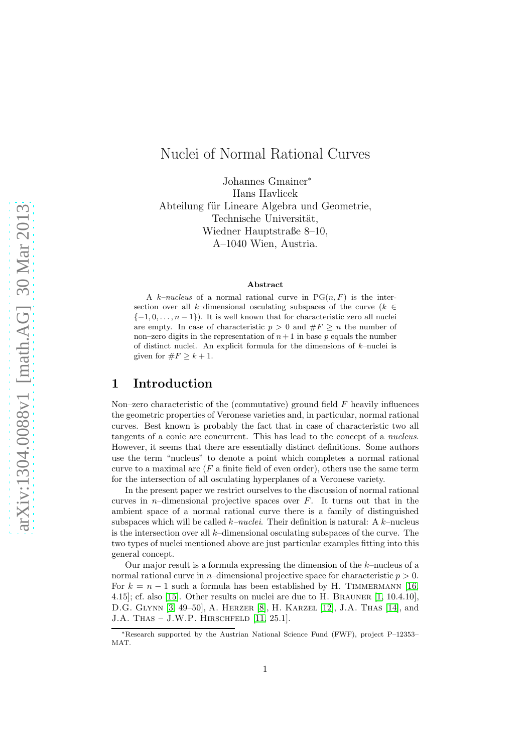# Nuclei of Normal Rational Curves

Johannes Gmainer*
Hans Havlicek
Abteilung für Lineare Algebra und Geometrie,
Technische Universität,
Wiedner Hauptstraße 8–10,
A–1040 Wien, Austria.

### Abstract

A *k–nucleus* of a normal rational curve in $\mathrm{PG}(n, F)$ is the intersection over all $k$–dimensional osculating subspaces of the curve ($k \in \{-1, 0, \ldots, n-1\}$). It is well known that for characteristic zero all nuclei are empty. In case of characteristic $p > 0$ and $\#F \geq n$ the number of non–zero digits in the representation of $n+1$ in base $p$ equals the number of distinct nuclei. An explicit formula for the dimensions of $k$–nuclei is given for $\#F \geq k+1$.

## 1 Introduction

Non–zero characteristic of the (commutative) ground field $F$ heavily influences the geometric properties of Veronese varieties and, in particular, normal rational curves. Best known is probably the fact that in case of characteristic two all tangents of a conic are concurrent. This has lead to the concept of a *nucleus*. However, it seems that there are essentially distinct definitions. Some authors use the term "nucleus" to denote a point which completes a normal rational curve to a maximal arc ($F$ a finite field of even order), others use the same term for the intersection of all osculating hyperplanes of a Veronese variety.

In the present paper we restrict ourselves to the discussion of normal rational curves in $n$–dimensional projective spaces over $F$. It turns out that in the ambient space of a normal rational curve there is a family of distinguished subspaces which will be called *k–nuclei*. Their definition is natural: A $k$–nucleus is the intersection over all $k$–dimensional osculating subspaces of the curve. The two types of nuclei mentioned above are just particular examples fitting into this general concept.

Our major result is a formula expressing the dimension of the $k$–nucleus of a normal rational curve in $n$–dimensional projective space for characteristic $p > 0$. For $k = n - 1$ such a formula has been established by H. Timmermann [16, 4.15]; cf. also [15]. Other results on nuclei are due to H. Brauner [1, 10.4.10], D.G. Glynn [3, 49–50], A. Herzer [8], H. Karzel [12], J.A. Thas [14], and J.A. Thas – J.W.P. Hirschfeld [11, 25.1].

*Research supported by the Austrian National Science Fund (FWF), project P–12353–MAT.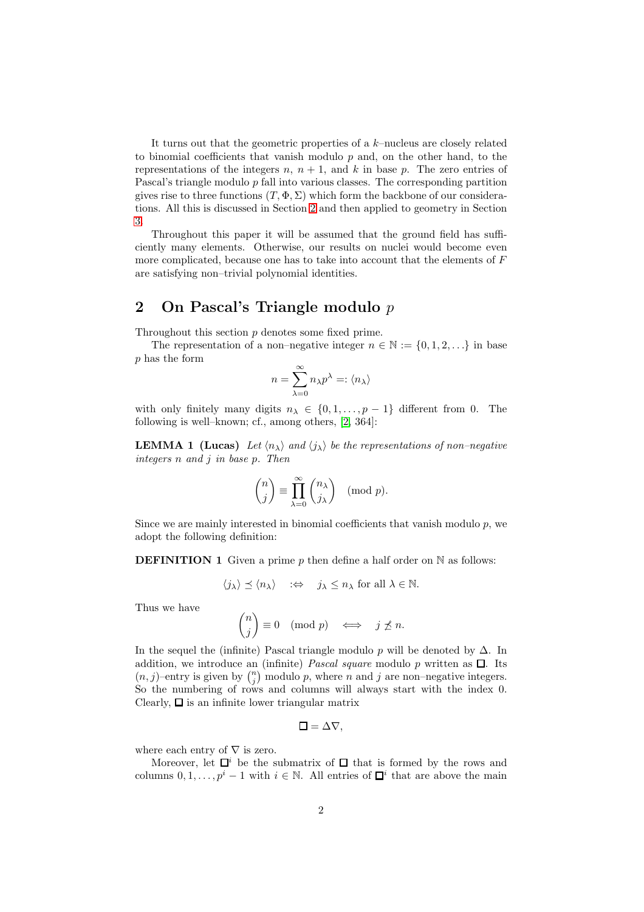It turns out that the geometric properties of a $k$–nucleus are closely related to binomial coefficients that vanish modulo $p$ and, on the other hand, to the representations of the integers $n$, $n+1$, and $k$ in base $p$. The zero entries of Pascal's triangle modulo $p$ fall into various classes. The corresponding partition gives rise to three functions $(T, \Phi, \Sigma)$ which form the backbone of our considerations. All this is discussed in Section 2 and then applied to geometry in Section 3.

Throughout this paper it will be assumed that the ground field has sufficiently many elements. Otherwise, our results on nuclei would become even more complicated, because one has to take into account that the elements of $F$ are satisfying non–trivial polynomial identities.

## 2 On Pascal's Triangle modulo $p$

Throughout this section $p$ denotes some fixed prime.

The representation of a non–negative integer $n \in \mathbb{N} := \{0, 1, 2, \ldots\}$ in base $p$ has the form

$$n = \sum_{\lambda=0}^{\infty} n_\lambda p^\lambda =: \langle n_\lambda \rangle$$

with only finitely many digits $n_\lambda \in \{0, 1, \ldots, p-1\}$ different from 0. The following is well–known; cf., among others, [2, 364]:

**LEMMA 1 (Lucas)** *Let $\langle n_\lambda \rangle$ and $\langle j_\lambda \rangle$ be the representations of non–negative integers $n$ and $j$ in base $p$. Then*

$$\binom{n}{j} \equiv \prod_{\lambda=0}^{\infty} \binom{n_\lambda}{j_\lambda} \pmod{p}.$$

Since we are mainly interested in binomial coefficients that vanish modulo $p$, we adopt the following definition:

**DEFINITION 1** Given a prime $p$ then define a half order on $\mathbb{N}$ as follows:

$$\langle j_\lambda \rangle \preceq \langle n_\lambda \rangle \quad :\Leftrightarrow \quad j_\lambda \leq n_\lambda \text{ for all } \lambda \in \mathbb{N}.$$

Thus we have

$$\binom{n}{j} \equiv 0 \pmod{p} \iff j \not\preceq n.$$

In the sequel the (infinite) Pascal triangle modulo $p$ will be denoted by $\Delta$. In addition, we introduce an (infinite) *Pascal square* modulo $p$ written as $\square$. Its $(n, j)$–entry is given by $\binom{n}{j}$ modulo $p$, where $n$ and $j$ are non–negative integers. So the numbering of rows and columns will always start with the index 0. Clearly, $\square$ is an infinite lower triangular matrix

$$\square = \Delta \nabla,$$

where each entry of $\nabla$ is zero.

Moreover, let $\square^i$ be the submatrix of $\square$ that is formed by the rows and columns $0, 1, \ldots, p^i - 1$ with $i \in \mathbb{N}$. All entries of $\square^i$ that are above the main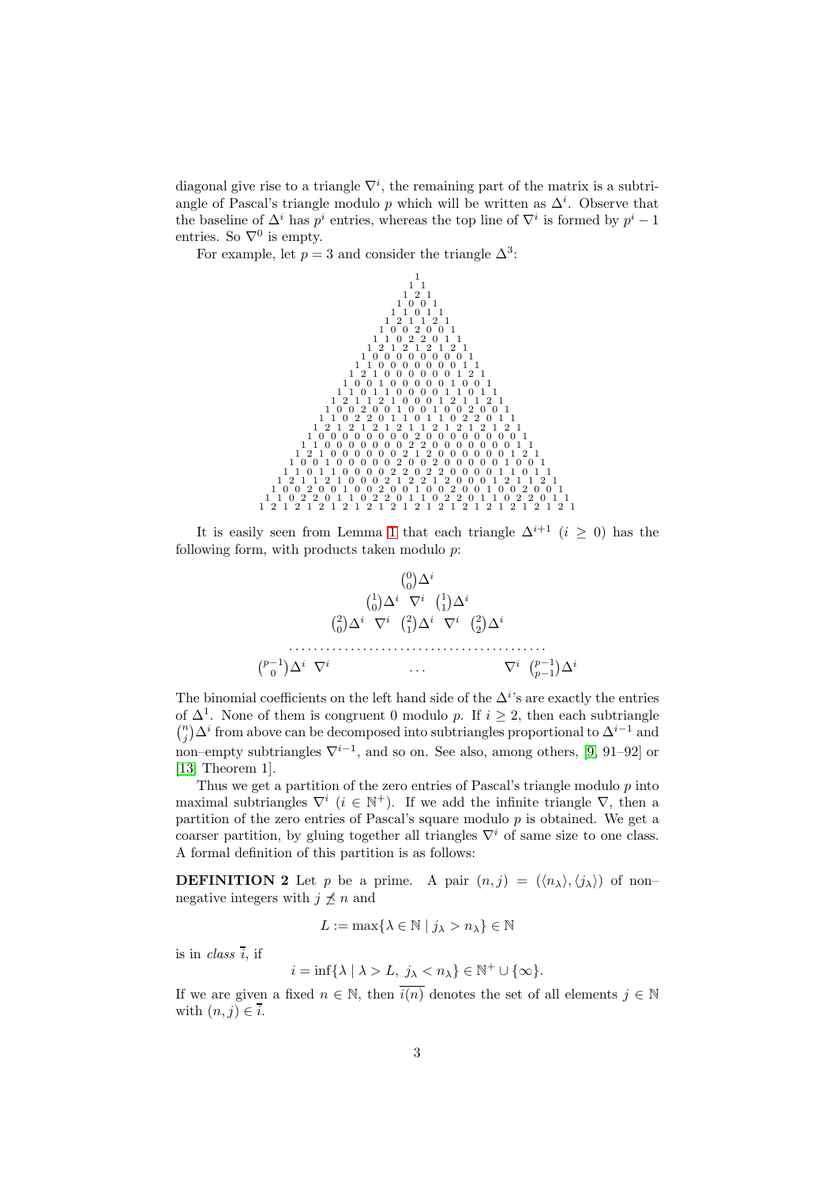diagonal give rise to a triangle $\nabla^i$, the remaining part of the matrix is a subtriangle of Pascal's triangle modulo $p$ which will be written as $\Delta^i$. Observe that the baseline of $\Delta^i$ has $p^i$ entries, whereas the top line of $\nabla^i$ is formed by $p^i - 1$ entries. So $\nabla^0$ is empty.

For example, let $p = 3$ and consider the triangle $\Delta^3$:

```
                                                    1
                                                   1 1
                                                  1 2 1
                                                 1 0 0 1
                                                1 1 0 1 1
                                               1 2 1 1 2 1
                                              1 0 0 2 0 0 1
                                             1 1 0 2 2 0 1 1
                                            1 2 1 2 1 2 1 2 1
                                           1 0 0 0 0 0 0 0 0 1
                                          1 1 0 0 0 0 0 0 0 1 1
                                         1 2 1 0 0 0 0 0 0 1 2 1
                                        1 0 0 1 0 0 0 0 0 1 0 0 1
                                       1 1 0 1 1 0 0 0 0 1 1 0 1 1
                                      1 2 1 1 2 1 0 0 0 1 2 1 1 2 1
                                     1 0 0 2 0 0 1 0 0 1 0 0 2 0 0 1
                                    1 1 0 2 2 0 1 1 0 1 1 0 2 2 0 1 1
                                   1 2 1 2 1 2 1 2 1 1 2 1 2 1 2 1 2 1
                                  1 0 0 0 0 0 0 0 0 2 0 0 0 0 0 0 0 0 1
                                 1 1 0 0 0 0 0 0 0 2 2 0 0 0 0 0 0 0 1 1
                                1 2 1 0 0 0 0 0 0 2 1 2 0 0 0 0 0 0 1 2 1
                               1 0 0 1 0 0 0 0 0 2 0 0 2 0 0 0 0 0 1 0 0 1
                              1 1 0 1 1 0 0 0 0 2 2 0 2 2 0 0 0 0 1 1 0 1 1
                             1 2 1 1 2 1 0 0 0 2 1 2 2 1 2 0 0 0 1 2 1 1 2 1
                            1 0 0 2 0 0 1 0 0 2 0 0 1 0 0 2 0 0 1 0 0 2 0 0 1
                           1 1 0 2 2 0 1 1 0 2 2 0 1 1 0 2 2 0 1 1 0 2 2 0 1 1
                          1 2 1 2 1 2 1 2 1 2 1 2 1 2 1 2 1 2 1 2 1 2 1 2 1 2 1
```

It is easily seen from Lemma 1 that each triangle $\Delta^{i+1}$ $(i \geq 0)$ has the following form, with products taken modulo $p$:

$$
\begin{array}{ccccccc}
 & & & \binom{0}{0}\Delta^i & & & \\
 & & \binom{1}{0}\Delta^i & \nabla^i & \binom{1}{1}\Delta^i & & \\
 & \binom{2}{0}\Delta^i & \nabla^i & \binom{2}{1}\Delta^i & \nabla^i & \binom{2}{2}\Delta^i & \\
\multicolumn{7}{c}{\cdots\cdots\cdots\cdots\cdots\cdots\cdots\cdots\cdots\cdots\cdots\cdots\cdots} \\
\binom{p-1}{0}\Delta^i & \nabla^i & & \cdots & & \nabla^i & \binom{p-1}{p-1}\Delta^i
\end{array}
$$

The binomial coefficients on the left hand side of the $\Delta^i$'s are exactly the entries of $\Delta^1$. None of them is congruent 0 modulo $p$. If $i \geq 2$, then each subtriangle $\binom{n}{j}\Delta^i$ from above can be decomposed into subtriangles proportional to $\Delta^{i-1}$ and non–empty subtriangles $\nabla^{i-1}$, and so on. See also, among others, [9, 91–92] or [13, Theorem 1].

Thus we get a partition of the zero entries of Pascal's triangle modulo $p$ into maximal subtriangles $\nabla^i$ $(i \in \mathbb{N}^+)$. If we add the infinite triangle $\nabla$, then a partition of the zero entries of Pascal's square modulo $p$ is obtained. We get a coarser partition, by gluing together all triangles $\nabla^i$ of same size to one class. A formal definition of this partition is as follows:

**DEFINITION 2** Let $p$ be a prime. A pair $(n, j) = (\langle n_\lambda \rangle, \langle j_\lambda \rangle)$ of non–negative integers with $j \not\preceq n$ and

$$L := \max\{\lambda \in \mathbb{N} \mid j_\lambda > n_\lambda\} \in \mathbb{N}$$

is in *class* $\overline{i}$, if

$$i = \inf\{\lambda \mid \lambda > L,\ j_\lambda < n_\lambda\} \in \mathbb{N}^+ \cup \{\infty\}.$$

If we are given a fixed $n \in \mathbb{N}$, then $\overline{i(n)}$ denotes the set of all elements $j \in \mathbb{N}$ with $(n, j) \in \overline{i}$.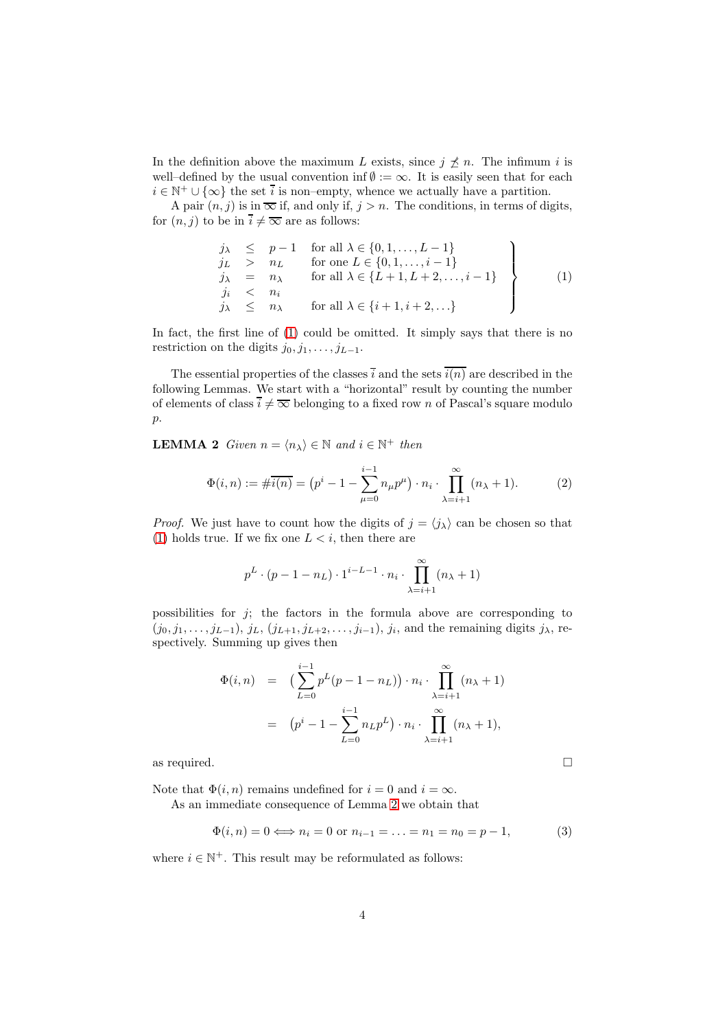In the definition above the maximum $L$ exists, since $j \not\leq n$. The infimum $i$ is well–defined by the usual convention $\inf \emptyset := \infty$. It is easily seen that for each $i \in \mathbb{N}^+ \cup \{\infty\}$ the set $\overline{i}$ is non–empty, whence we actually have a partition.

A pair $(n, j)$ is in $\overline{\infty}$ if, and only if, $j > n$. The conditions, in terms of digits, for $(n, j)$ to be in $\overline{i} \neq \overline{\infty}$ are as follows:

$$
\left.\begin{array}{lcll}
j_\lambda & \leq & p-1 & \text{for all } \lambda \in \{0, 1, \ldots, L-1\} \\
j_L & > & n_L & \text{for one } L \in \{0, 1, \ldots, i-1\} \\
j_\lambda & = & n_\lambda & \text{for all } \lambda \in \{L+1, L+2, \ldots, i-1\} \\
j_i & < & n_i & \\
j_\lambda & \leq & n_\lambda & \text{for all } \lambda \in \{i+1, i+2, \ldots\}
\end{array}\right\} \tag{1}
$$

In fact, the first line of (1) could be omitted. It simply says that there is no restriction on the digits $j_0, j_1, \ldots, j_{L-1}$.

The essential properties of the classes $\overline{i}$ and the sets $\overline{i(n)}$ are described in the following Lemmas. We start with a "horizontal" result by counting the number of elements of class $\overline{i} \neq \overline{\infty}$ belonging to a fixed row $n$ of Pascal's square modulo $p$.

**LEMMA 2** *Given $n = \langle n_\lambda \rangle \in \mathbb{N}$ and $i \in \mathbb{N}^+$ then*

$$
\Phi(i, n) := \#\overline{i(n)} = \big(p^i - 1 - \sum_{\mu=0}^{i-1} n_\mu p^\mu\big) \cdot n_i \cdot \prod_{\lambda=i+1}^{\infty} (n_\lambda + 1). \tag{2}
$$

*Proof.* We just have to count how the digits of $j = \langle j_\lambda \rangle$ can be chosen so that (1) holds true. If we fix one $L < i$, then there are

$$
p^L \cdot (p - 1 - n_L) \cdot 1^{i-L-1} \cdot n_i \cdot \prod_{\lambda=i+1}^{\infty} (n_\lambda + 1)
$$

possibilities for $j$; the factors in the formula above are corresponding to $(j_0, j_1, \ldots, j_{L-1})$, $j_L$, $(j_{L+1}, j_{L+2}, \ldots, j_{i-1})$, $j_i$, and the remaining digits $j_\lambda$, respectively. Summing up gives then

$$
\begin{aligned}
\Phi(i, n) &= \big(\sum_{L=0}^{i-1} p^L (p - 1 - n_L)\big) \cdot n_i \cdot \prod_{\lambda=i+1}^{\infty} (n_\lambda + 1) \\
&= \big(p^i - 1 - \sum_{L=0}^{i-1} n_L p^L\big) \cdot n_i \cdot \prod_{\lambda=i+1}^{\infty} (n_\lambda + 1),
\end{aligned}
$$

as required. $\square$

Note that $\Phi(i, n)$ remains undefined for $i = 0$ and $i = \infty$.

As an immediate consequence of Lemma 2 we obtain that

$$
\Phi(i, n) = 0 \Longleftrightarrow n_i = 0 \text{ or } n_{i-1} = \ldots = n_1 = n_0 = p - 1, \tag{3}
$$

where $i \in \mathbb{N}^+$. This result may be reformulated as follows: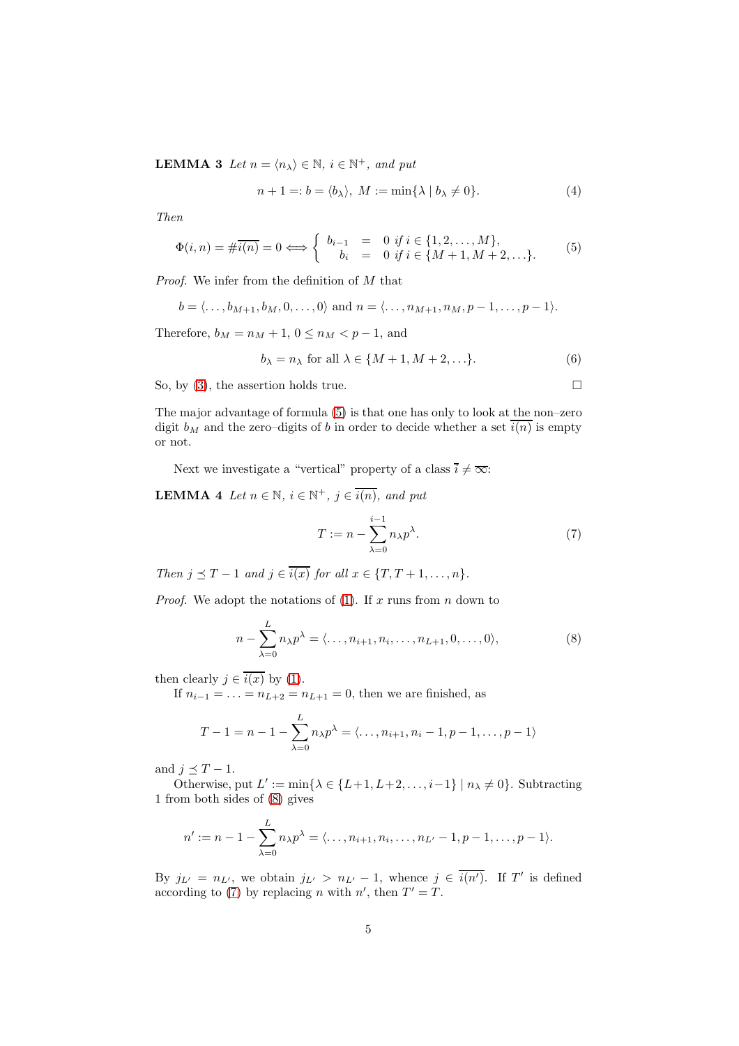**LEMMA 3** *Let $n = \langle n_\lambda \rangle \in \mathbb{N}$, $i \in \mathbb{N}^+$, and put*

$$n + 1 =: b = \langle b_\lambda \rangle,\ M := \min\{\lambda \mid b_\lambda \neq 0\}. \tag{4}$$

*Then*

$$\Phi(i,n) = \#\overline{i(n)} = 0 \Longleftrightarrow \left\{ \begin{array}{rcl} b_{i-1} & = & 0 \text{ if } i \in \{1, 2, \ldots, M\}, \\ b_i & = & 0 \text{ if } i \in \{M+1, M+2, \ldots\}. \end{array} \right. \tag{5}$$

*Proof.* We infer from the definition of $M$ that

$$b = \langle \ldots, b_{M+1}, b_M, 0, \ldots, 0 \rangle \text{ and } n = \langle \ldots, n_{M+1}, n_M, p-1, \ldots, p-1 \rangle.$$

Therefore, $b_M = n_M + 1$, $0 \leq n_M < p - 1$, and

$$b_\lambda = n_\lambda \text{ for all } \lambda \in \{M+1, M+2, \ldots\}. \tag{6}$$

So, by (3), the assertion holds true. □

The major advantage of formula (5) is that one has only to look at the non–zero digit $b_M$ and the zero–digits of $b$ in order to decide whether a set $\overline{i(n)}$ is empty or not.

Next we investigate a "vertical" property of a class $\overline{i} \neq \overline{\infty}$:

**LEMMA 4** *Let $n \in \mathbb{N}$, $i \in \mathbb{N}^+$, $j \in \overline{i(n)}$, and put*

$$T := n - \sum_{\lambda=0}^{i-1} n_\lambda p^\lambda. \tag{7}$$

*Then $j \preceq T - 1$ and $j \in \overline{i(x)}$ for all $x \in \{T, T+1, \ldots, n\}$.*

*Proof.* We adopt the notations of (1). If $x$ runs from $n$ down to

$$n - \sum_{\lambda=0}^{L} n_\lambda p^\lambda = \langle \ldots, n_{i+1}, n_i, \ldots, n_{L+1}, 0, \ldots, 0 \rangle, \tag{8}$$

then clearly $j \in \overline{i(x)}$ by (1).

If $n_{i-1} = \ldots = n_{L+2} = n_{L+1} = 0$, then we are finished, as

$$T - 1 = n - 1 - \sum_{\lambda=0}^{L} n_\lambda p^\lambda = \langle \ldots, n_{i+1}, n_i - 1, p-1, \ldots, p-1 \rangle$$

and $j \preceq T - 1$.

Otherwise, put $L' := \min\{\lambda \in \{L+1, L+2, \ldots, i-1\} \mid n_\lambda \neq 0\}$. Subtracting 1 from both sides of (8) gives

$$n' := n - 1 - \sum_{\lambda=0}^{L} n_\lambda p^\lambda = \langle \ldots, n_{i+1}, n_i, \ldots, n_{L'} - 1, p-1, \ldots, p-1 \rangle.$$

By $j_{L'} = n_{L'}$, we obtain $j_{L'} > n_{L'} - 1$, whence $j \in \overline{i(n')}$. If $T'$ is defined according to (7) by replacing $n$ with $n'$, then $T' = T$.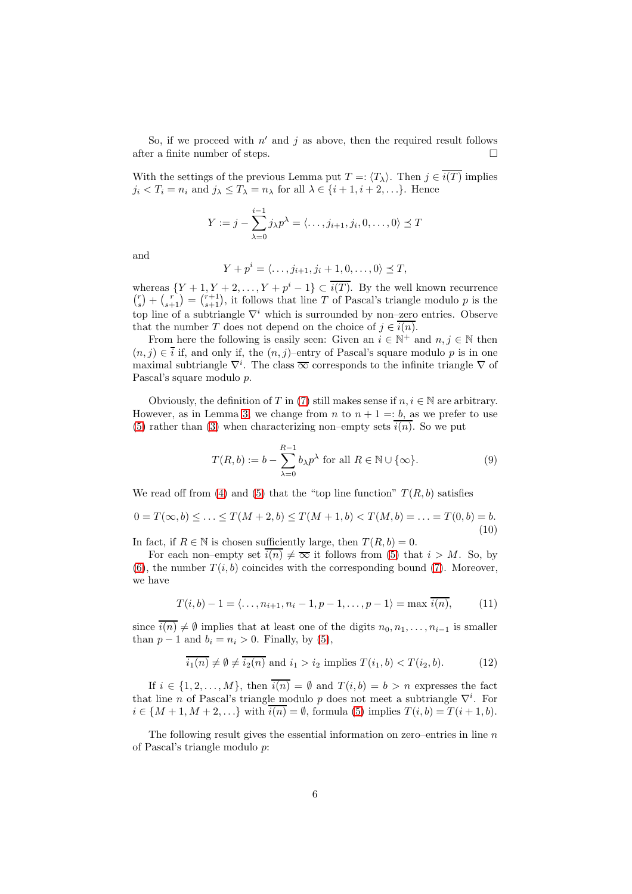So, if we proceed with $n'$ and $j$ as above, then the required result follows after a finite number of steps. $\square$

With the settings of the previous Lemma put $T =: \langle T_\lambda \rangle$. Then $j \in \overline{i(T)}$ implies $j_i < T_i = n_i$ and $j_\lambda \leq T_\lambda = n_\lambda$ for all $\lambda \in \{i+1, i+2, \ldots\}$. Hence

$$Y := j - \sum_{\lambda=0}^{i-1} j_\lambda p^\lambda = \langle \ldots, j_{i+1}, j_i, 0, \ldots, 0 \rangle \preceq T$$

and

$$Y + p^i = \langle \ldots, j_{i+1}, j_i + 1, 0, \ldots, 0 \rangle \preceq T,$$

whereas $\{Y+1, Y+2, \ldots, Y+p^i-1\} \subset \overline{i(T)}$. By the well known recurrence $\binom{r}{s} + \binom{r}{s+1} = \binom{r+1}{s+1}$, it follows that line $T$ of Pascal's triangle modulo $p$ is the top line of a subtriangle $\nabla^i$ which is surrounded by non–zero entries. Observe that the number $T$ does not depend on the choice of $j \in \overline{i(n)}$.

From here the following is easily seen: Given an $i \in \mathbb{N}^+$ and $n, j \in \mathbb{N}$ then $(n, j) \in \bar{i}$ if, and only if, the $(n, j)$–entry of Pascal's square modulo $p$ is in one maximal subtriangle $\nabla^i$. The class $\overline{\infty}$ corresponds to the infinite triangle $\nabla$ of Pascal's square modulo $p$.

Obviously, the definition of $T$ in (7) still makes sense if $n, i \in \mathbb{N}$ are arbitrary. However, as in Lemma 3, we change from $n$ to $n + 1 =: b$, as we prefer to use (5) rather than (3) when characterizing non–empty sets $\overline{i(n)}$. So we put

$$T(R, b) := b - \sum_{\lambda=0}^{R-1} b_\lambda p^\lambda \text{ for all } R \in \mathbb{N} \cup \{\infty\}. \tag{9}$$

We read off from (4) and (5) that the "top line function" $T(R, b)$ satisfies

$$0 = T(\infty, b) \leq \ldots \leq T(M+2, b) \leq T(M+1, b) < T(M, b) = \ldots = T(0, b) = b. \tag{10}$$

In fact, if $R \in \mathbb{N}$ is chosen sufficiently large, then $T(R, b) = 0$.

For each non–empty set $\overline{i(n)} \neq \overline{\infty}$ it follows from (5) that $i > M$. So, by (6), the number $T(i, b)$ coincides with the corresponding bound (7). Moreover, we have

$$T(i, b) - 1 = \langle \ldots, n_{i+1}, n_i - 1, p-1, \ldots, p-1 \rangle = \max \overline{i(n)}, \tag{11}$$

since $\overline{i(n)} \neq \emptyset$ implies that at least one of the digits $n_0, n_1, \ldots, n_{i-1}$ is smaller than $p - 1$ and $b_i = n_i > 0$. Finally, by (5),

$$\overline{i_1(n)} \neq \emptyset \neq \overline{i_2(n)} \text{ and } i_1 > i_2 \text{ implies } T(i_1, b) < T(i_2, b). \tag{12}$$

If $i \in \{1, 2, \ldots, M\}$, then $\overline{i(n)} = \emptyset$ and $T(i, b) = b > n$ expresses the fact that line $n$ of Pascal's triangle modulo $p$ does not meet a subtriangle $\nabla^i$. For $i \in \{M+1, M+2, \ldots\}$ with $\overline{i(n)} = \emptyset$, formula (5) implies $T(i, b) = T(i+1, b)$.

The following result gives the essential information on zero–entries in line $n$ of Pascal's triangle modulo $p$: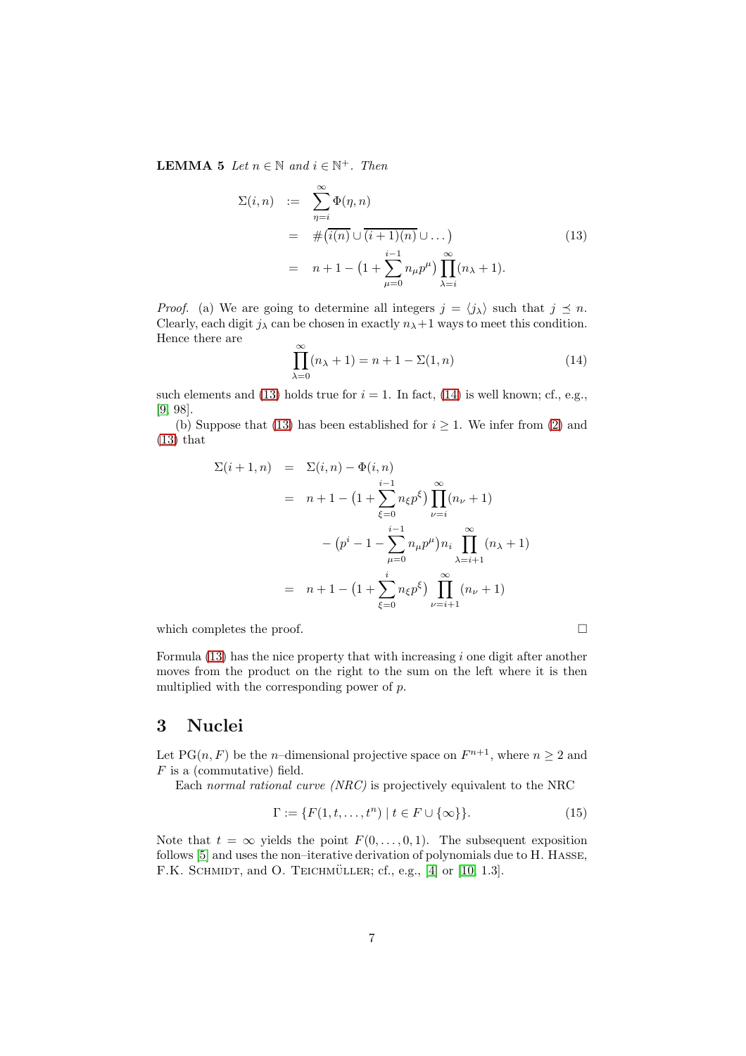**LEMMA 5** *Let $n \in \mathbb{N}$ and $i \in \mathbb{N}^+$. Then*

$$
\begin{aligned}
\Sigma(i,n) &:= \sum_{\eta=i}^{\infty} \Phi(\eta,n) \\
&= \#\big(\overline{i(n)} \cup \overline{(i+1)(n)} \cup \dots\big) \\
&= n+1-\big(1+\sum_{\mu=0}^{i-1} n_\mu p^\mu\big)\prod_{\lambda=i}^{\infty}(n_\lambda+1).
\end{aligned} \tag{13}
$$

*Proof.* (a) We are going to determine all integers $j = \langle j_\lambda \rangle$ such that $j \preceq n$. Clearly, each digit $j_\lambda$ can be chosen in exactly $n_\lambda + 1$ ways to meet this condition. Hence there are

$$
\prod_{\lambda=0}^{\infty}(n_\lambda+1) = n+1-\Sigma(1,n) \tag{14}
$$

such elements and (13) holds true for $i = 1$. In fact, (14) is well known; cf., e.g., [9, 98].

(b) Suppose that (13) has been established for $i \geq 1$. We infer from (2) and (13) that

$$
\begin{aligned}
\Sigma(i+1,n) &= \Sigma(i,n) - \Phi(i,n) \\
&= n+1-\big(1+\sum_{\xi=0}^{i-1} n_\xi p^\xi\big)\prod_{\nu=i}^{\infty}(n_\nu+1) \\
&\qquad -\big(p^i-1-\sum_{\mu=0}^{i-1} n_\mu p^\mu\big)n_i \prod_{\lambda=i+1}^{\infty}(n_\lambda+1) \\
&= n+1-\big(1+\sum_{\xi=0}^{i} n_\xi p^\xi\big)\prod_{\nu=i+1}^{\infty}(n_\nu+1)
\end{aligned}
$$

which completes the proof. □

Formula (13) has the nice property that with increasing $i$ one digit after another moves from the product on the right to the sum on the left where it is then multiplied with the corresponding power of $p$.

## 3 Nuclei

Let $\mathrm{PG}(n,F)$ be the $n$–dimensional projective space on $F^{n+1}$, where $n \geq 2$ and $F$ is a (commutative) field.

Each *normal rational curve (NRC)* is projectively equivalent to the NRC

$$
\Gamma := \{F(1,t,\dots,t^n) \mid t \in F \cup \{\infty\}\}. \tag{15}
$$

Note that $t = \infty$ yields the point $F(0,\dots,0,1)$. The subsequent exposition follows [5] and uses the non–iterative derivation of polynomials due to H. Hasse, F.K. Schmidt, and O. Teichmüller; cf., e.g., [4] or [10, 1.3].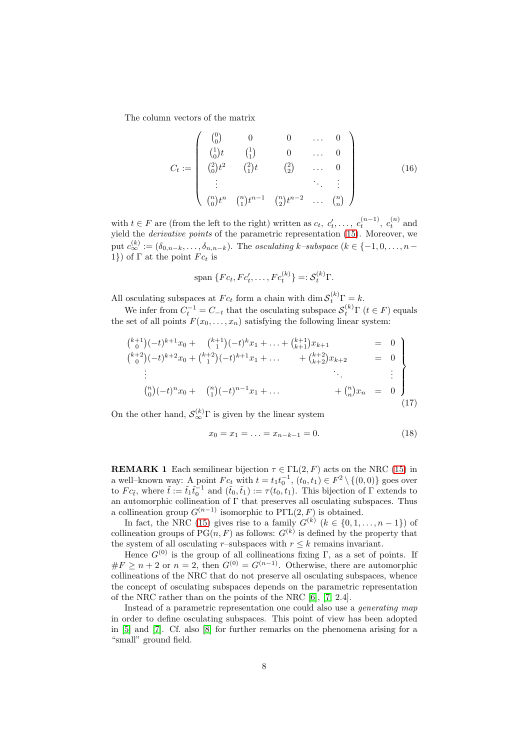The column vectors of the matrix

$$
C_t := \begin{pmatrix} \binom{0}{0} & 0 & 0 & \dots & 0 \\ \binom{1}{0}t & \binom{1}{1} & 0 & \dots & 0 \\ \binom{2}{0}t^2 & \binom{2}{1}t & \binom{2}{2} & \dots & 0 \\ \vdots & & & \ddots & \vdots \\ \binom{n}{0}t^n & \binom{n}{1}t^{n-1} & \binom{n}{2}t^{n-2} & \dots & \binom{n}{n} \end{pmatrix} \tag{16}
$$

with $t \in F$ are (from the left to the right) written as $c_t,\ c'_t, \dots,\ c_t^{(n-1)},\ c_t^{(n)}$ and yield the *derivative points* of the parametric representation (15). Moreover, we put $c_\infty^{(k)} := (\delta_{0,n-k}, \dots, \delta_{n,n-k})$. The *osculating $k$–subspace* ($k \in \{-1, 0, \dots, n-1\}$) of $\Gamma$ at the point $Fc_t$ is

$$
\operatorname{span}\{Fc_t, Fc'_t, \dots, Fc_t^{(k)}\} =: \mathcal{S}_t^{(k)}\Gamma.
$$

All osculating subspaces at $Fc_t$ form a chain with $\dim \mathcal{S}_t^{(k)}\Gamma = k$.

We infer from $C_t^{-1} = C_{-t}$ that the osculating subspace $\mathcal{S}_t^{(k)}\Gamma$ ($t \in F$) equals the set of all points $F(x_0, \dots, x_n)$ satisfying the following linear system:

$$
\left.\begin{array}{lcl}
\binom{k+1}{0}(-t)^{k+1}x_0 + \binom{k+1}{1}(-t)^k x_1 + \dots + \binom{k+1}{k+1}x_{k+1} & = & 0 \\
\binom{k+2}{0}(-t)^{k+2}x_0 + \binom{k+2}{1}(-t)^{k+1}x_1 + \dots + \binom{k+2}{k+2}x_{k+2} & = & 0 \\
\vdots \qquad\qquad \ddots & & \vdots \\
\binom{n}{0}(-t)^n x_0 + \binom{n}{1}(-t)^{n-1}x_1 + \dots + \binom{n}{n}x_n & = & 0
\end{array}\right\} \tag{17}
$$

On the other hand, $\mathcal{S}_\infty^{(k)}\Gamma$ is given by the linear system

$$
x_0 = x_1 = \dots = x_{n-k-1} = 0. \tag{18}
$$

**REMARK 1** Each semilinear bijection $\tau \in \Gamma\mathrm{L}(2, F)$ acts on the NRC (15) in a well–known way: A point $Fc_t$ with $t = t_1 t_0^{-1}$, $(t_0, t_1) \in F^2 \setminus \{(0, 0)\}$ goes over to $Fc_{\tilde{t}}$, where $\tilde{t} := \tilde{t}_1 \tilde{t}_0^{-1}$ and $(\tilde{t}_0, \tilde{t}_1) := \tau(t_0, t_1)$. This bijection of $\Gamma$ extends to an automorphic collineation of $\Gamma$ that preserves all osculating subspaces. Thus a collineation group $G^{(n-1)}$ isomorphic to $\mathrm{P}\Gamma\mathrm{L}(2, F)$ is obtained.

In fact, the NRC (15) gives rise to a family $G^{(k)}$ ($k \in \{0, 1, \dots, n-1\}$) of collineation groups of $\mathrm{PG}(n, F)$ as follows: $G^{(k)}$ is defined by the property that the system of all osculating $r$–subspaces with $r \le k$ remains invariant.

Hence $G^{(0)}$ is the group of all collineations fixing $\Gamma$, as a set of points. If $\#F \ge n + 2$ or $n = 2$, then $G^{(0)} = G^{(n-1)}$. Otherwise, there are automorphic collineations of the NRC that do not preserve all osculating subspaces, whence the concept of osculating subspaces depends on the parametric representation of the NRC rather than on the points of the NRC [6], [7, 2.4].

Instead of a parametric representation one could also use a *generating map* in order to define osculating subspaces. This point of view has been adopted in [5] and [7]. Cf. also [8] for further remarks on the phenomena arising for a "small" ground field.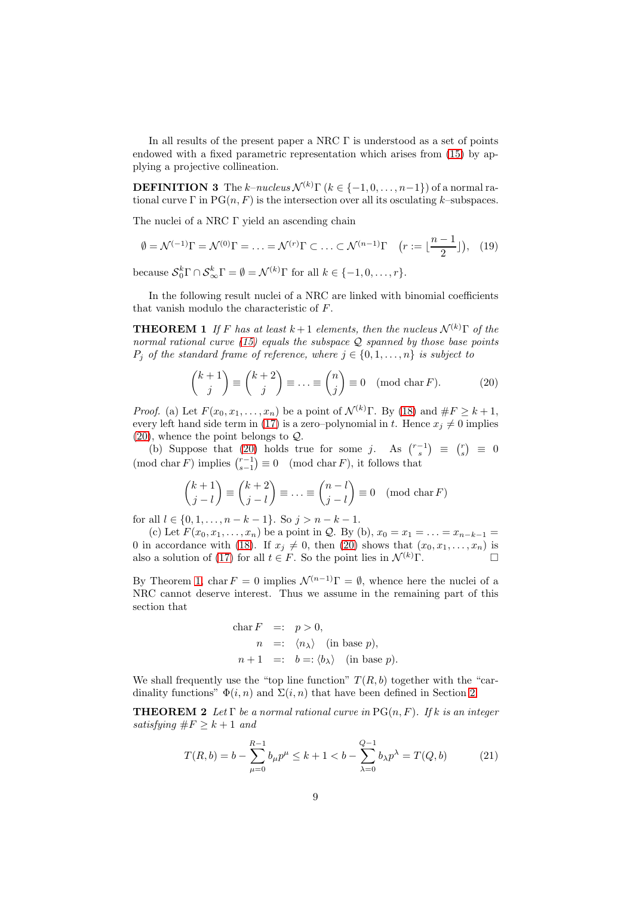In all results of the present paper a NRC $\Gamma$ is understood as a set of points endowed with a fixed parametric representation which arises from (15) by applying a projective collineation.

**DEFINITION 3** The *$k$–nucleus* $\mathcal{N}^{(k)}\Gamma$ ($k \in \{-1, 0, \ldots, n-1\}$) of a normal rational curve $\Gamma$ in $\mathrm{PG}(n, F)$ is the intersection over all its osculating $k$–subspaces.

The nuclei of a NRC $\Gamma$ yield an ascending chain

$$\emptyset = \mathcal{N}^{(-1)}\Gamma = \mathcal{N}^{(0)}\Gamma = \ldots = \mathcal{N}^{(r)}\Gamma \subset \ldots \subset \mathcal{N}^{(n-1)}\Gamma \quad (r := \lfloor \frac{n-1}{2} \rfloor), \quad (19)$$

because $\mathcal{S}_0^k\Gamma \cap \mathcal{S}_\infty^k\Gamma = \emptyset = \mathcal{N}^{(k)}\Gamma$ for all $k \in \{-1, 0, \ldots, r\}$.

In the following result nuclei of a NRC are linked with binomial coefficients that vanish modulo the characteristic of $F$.

**THEOREM 1** *If $F$ has at least $k+1$ elements, then the nucleus $\mathcal{N}^{(k)}\Gamma$ of the normal rational curve (15) equals the subspace $\mathcal{Q}$ spanned by those base points $P_j$ of the standard frame of reference, where $j \in \{0, 1, \ldots, n\}$ is subject to*

$$\binom{k+1}{j} \equiv \binom{k+2}{j} \equiv \ldots \equiv \binom{n}{j} \equiv 0 \pmod{\mathrm{char}\, F}. \quad (20)$$

*Proof.* (a) Let $F(x_0, x_1, \ldots, x_n)$ be a point of $\mathcal{N}^{(k)}\Gamma$. By (18) and $\#F \geq k+1$, every left hand side term in (17) is a zero–polynomial in $t$. Hence $x_j \neq 0$ implies (20), whence the point belongs to $\mathcal{Q}$.

(b) Suppose that (20) holds true for some $j$. As $\binom{r-1}{s} \equiv \binom{r}{s} \equiv 0 \pmod{\mathrm{char}\, F}$ implies $\binom{r-1}{s-1} \equiv 0 \pmod{\mathrm{char}\, F}$, it follows that

$$\binom{k+1}{j-l} \equiv \binom{k+2}{j-l} \equiv \ldots \equiv \binom{n-l}{j-l} \equiv 0 \pmod{\mathrm{char}\, F}$$

for all $l \in \{0, 1, \ldots, n-k-1\}$. So $j > n-k-1$.

(c) Let $F(x_0, x_1, \ldots, x_n)$ be a point in $\mathcal{Q}$. By (b), $x_0 = x_1 = \ldots = x_{n-k-1} = 0$ in accordance with (18). If $x_j \neq 0$, then (20) shows that $(x_0, x_1, \ldots, x_n)$ is also a solution of (17) for all $t \in F$. So the point lies in $\mathcal{N}^{(k)}\Gamma$. $\square$

By Theorem 1, $\mathrm{char}\, F = 0$ implies $\mathcal{N}^{(n-1)}\Gamma = \emptyset$, whence here the nuclei of a NRC cannot deserve interest. Thus we assume in the remaining part of this section that

$$\begin{aligned} \mathrm{char}\, F &=: p > 0, \\ n &=: \langle n_\lambda \rangle \quad \text{(in base } p\text{)}, \\ n+1 &=: b =: \langle b_\lambda \rangle \quad \text{(in base } p\text{)}. \end{aligned}$$

We shall frequently use the "top line function" $T(R, b)$ together with the "cardinality functions" $\Phi(i, n)$ and $\Sigma(i, n)$ that have been defined in Section 2.

**THEOREM 2** *Let $\Gamma$ be a normal rational curve in $\mathrm{PG}(n, F)$. If $k$ is an integer satisfying $\#F \geq k+1$ and*

$$T(R, b) = b - \sum_{\mu=0}^{R-1} b_\mu p^\mu \leq k+1 < b - \sum_{\lambda=0}^{Q-1} b_\lambda p^\lambda = T(Q, b) \quad (21)$$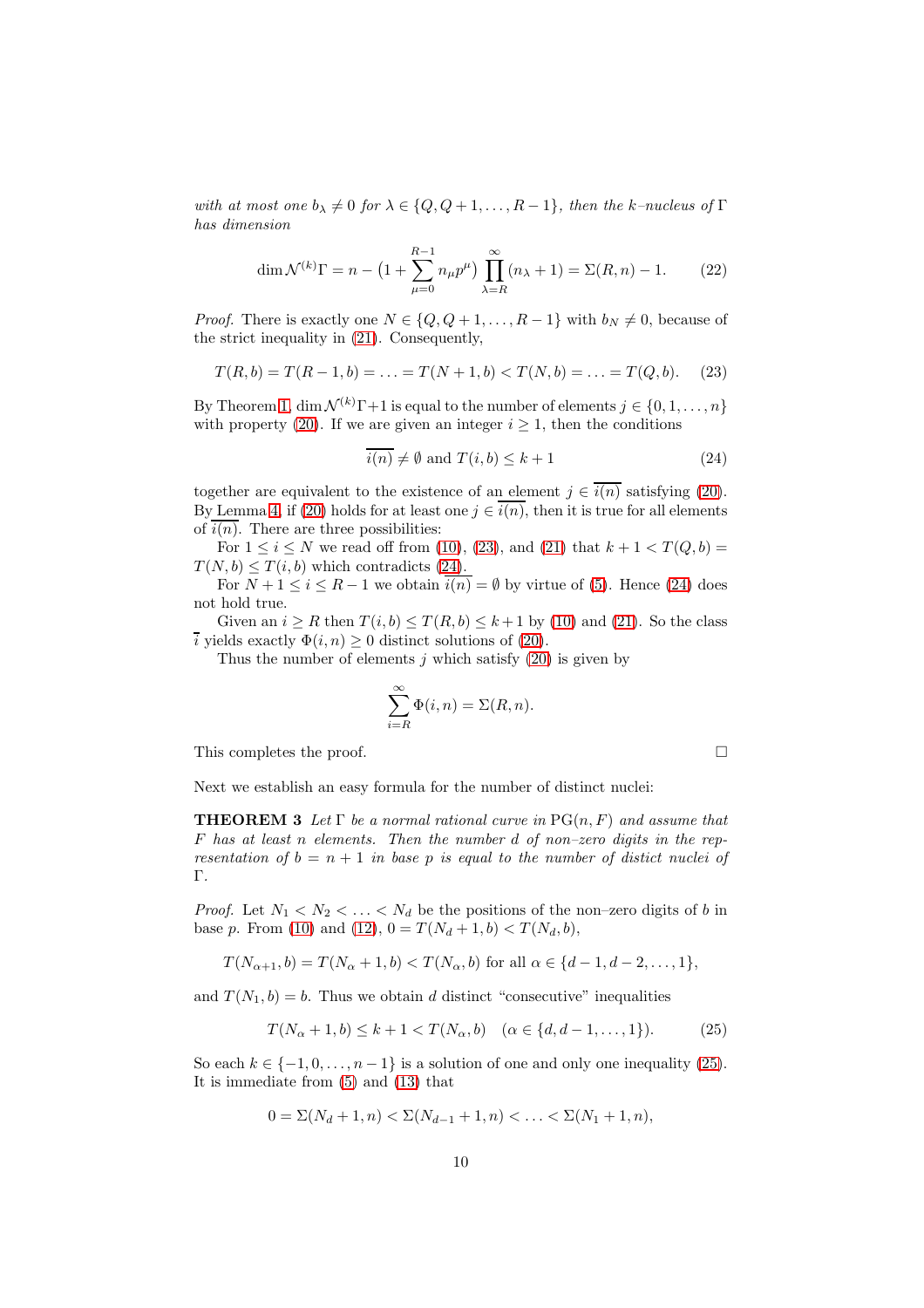*with at most one $b_\lambda \neq 0$ for $\lambda \in \{Q, Q+1, \ldots, R-1\}$, then the $k$–nucleus of $\Gamma$ has dimension*

$$\dim \mathcal{N}^{(k)}\Gamma = n - \big(1 + \sum_{\mu=0}^{R-1} n_\mu p^\mu\big) \prod_{\lambda=R}^{\infty} (n_\lambda + 1) = \Sigma(R, n) - 1. \tag{22}$$

*Proof.* There is exactly one $N \in \{Q, Q+1, \ldots, R-1\}$ with $b_N \neq 0$, because of the strict inequality in (21). Consequently,

$$T(R, b) = T(R-1, b) = \ldots = T(N+1, b) < T(N, b) = \ldots = T(Q, b). \tag{23}$$

By Theorem 1, $\dim \mathcal{N}^{(k)}\Gamma + 1$ is equal to the number of elements $j \in \{0, 1, \ldots, n\}$ with property (20). If we are given an integer $i \geq 1$, then the conditions

$$\overline{i(n)} \neq \emptyset \text{ and } T(i, b) \leq k+1 \tag{24}$$

together are equivalent to the existence of an element $j \in \overline{i(n)}$ satisfying (20). By Lemma 4, if (20) holds for at least one $j \in \overline{i(n)}$, then it is true for all elements of $\overline{i(n)}$. There are three possibilities:

For $1 \leq i \leq N$ we read off from (10), (23), and (21) that $k+1 < T(Q, b) = T(N, b) \leq T(i, b)$ which contradicts (24).

For $N+1 \leq i \leq R-1$ we obtain $\overline{i(n)} = \emptyset$ by virtue of (5). Hence (24) does not hold true.

Given an $i \geq R$ then $T(i, b) \leq T(R, b) \leq k+1$ by (10) and (21). So the class $\bar{i}$ yields exactly $\Phi(i, n) \geq 0$ distinct solutions of (20).

Thus the number of elements $j$ which satisfy (20) is given by

$$\sum_{i=R}^{\infty} \Phi(i, n) = \Sigma(R, n).$$

This completes the proof. □

Next we establish an easy formula for the number of distinct nuclei:

**THEOREM 3** *Let $\Gamma$ be a normal rational curve in $\mathrm{PG}(n, F)$ and assume that $F$ has at least $n$ elements. Then the number $d$ of non–zero digits in the representation of $b = n+1$ in base $p$ is equal to the number of distict nuclei of $\Gamma$.*

*Proof.* Let $N_1 < N_2 < \ldots < N_d$ be the positions of the non–zero digits of $b$ in base $p$. From (10) and (12), $0 = T(N_d + 1, b) < T(N_d, b)$,

$$T(N_{\alpha+1}, b) = T(N_\alpha + 1, b) < T(N_\alpha, b) \text{ for all } \alpha \in \{d-1, d-2, \ldots, 1\},$$

and $T(N_1, b) = b$. Thus we obtain $d$ distinct "consecutive" inequalities

$$T(N_\alpha + 1, b) \leq k+1 < T(N_\alpha, b) \quad (\alpha \in \{d, d-1, \ldots, 1\}). \tag{25}$$

So each $k \in \{-1, 0, \ldots, n-1\}$ is a solution of one and only one inequality (25). It is immediate from (5) and (13) that

$$0 = \Sigma(N_d + 1, n) < \Sigma(N_{d-1} + 1, n) < \ldots < \Sigma(N_1 + 1, n),$$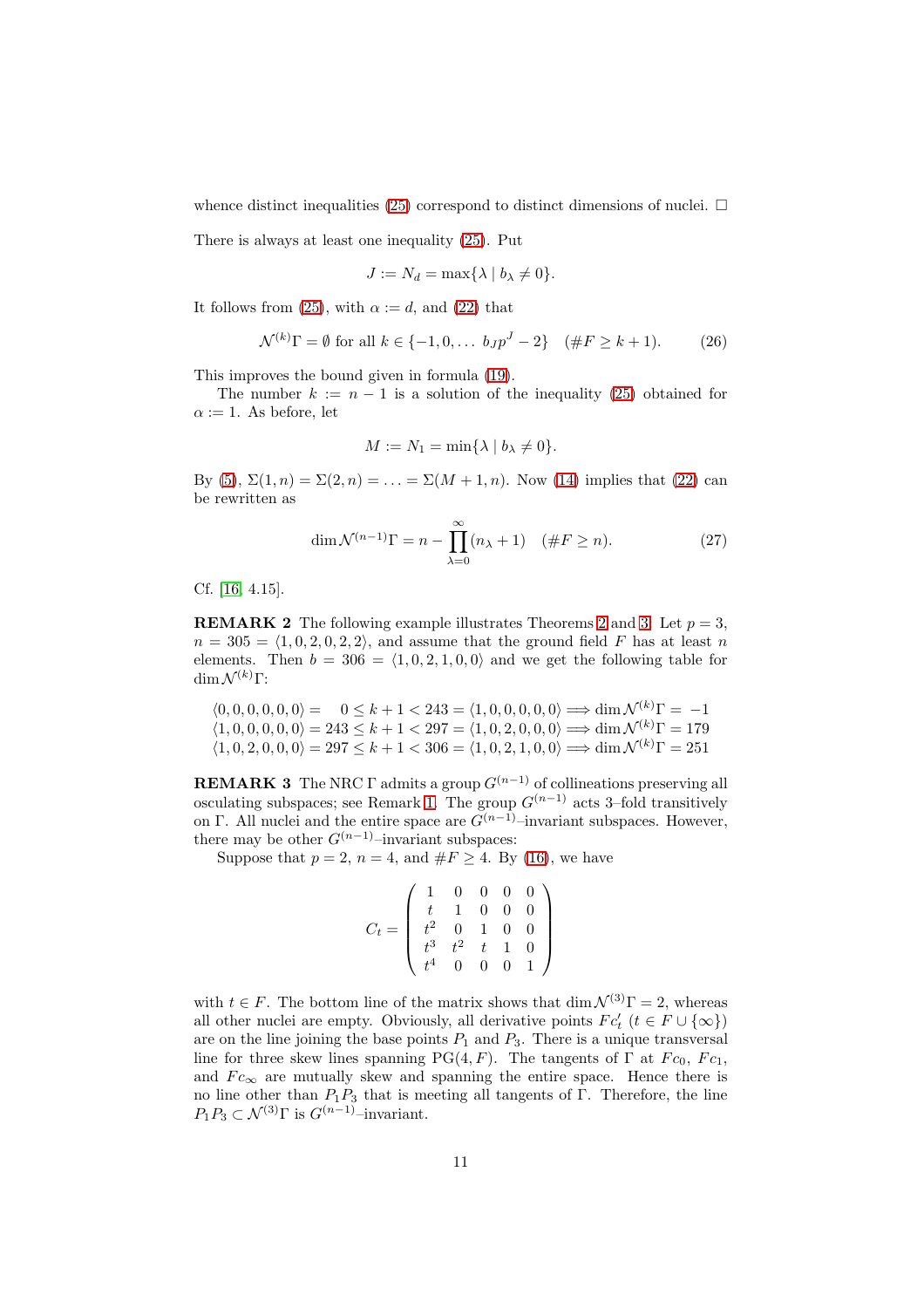whence distinct inequalities (25) correspond to distinct dimensions of nuclei. □

There is always at least one inequality (25). Put

$$J := N_d = \max\{\lambda \mid b_\lambda \neq 0\}.$$

It follows from (25), with $\alpha := d$, and (22) that

$$\mathcal{N}^{(k)}\Gamma = \emptyset \text{ for all } k \in \{-1, 0, \dots\ b_J p^J - 2\} \quad (\#F \geq k+1). \tag{26}$$

This improves the bound given in formula (19).

The number $k := n - 1$ is a solution of the inequality (25) obtained for $\alpha := 1$. As before, let

$$M := N_1 = \min\{\lambda \mid b_\lambda \neq 0\}.$$

By (5), $\Sigma(1, n) = \Sigma(2, n) = \ldots = \Sigma(M + 1, n)$. Now (14) implies that (22) can be rewritten as

$$\dim \mathcal{N}^{(n-1)}\Gamma = n - \prod_{\lambda=0}^{\infty}(n_\lambda + 1) \quad (\#F \geq n). \tag{27}$$

Cf. [16, 4.15].

**REMARK 2** The following example illustrates Theorems 2 and 3. Let $p = 3$, $n = 305 = \langle 1, 0, 2, 0, 2, 2\rangle$, and assume that the ground field $F$ has at least $n$ elements. Then $b = 306 = \langle 1, 0, 2, 1, 0, 0\rangle$ and we get the following table for $\dim \mathcal{N}^{(k)}\Gamma$:

$$\begin{aligned}
\langle 0,0,0,0,0,0\rangle &= \phantom{29}0 \leq k+1 < 243 = \langle 1,0,0,0,0,0\rangle \Longrightarrow \dim \mathcal{N}^{(k)}\Gamma = -1\\
\langle 1,0,0,0,0,0\rangle &= 243 \leq k+1 < 297 = \langle 1,0,2,0,0,0\rangle \Longrightarrow \dim \mathcal{N}^{(k)}\Gamma = 179\\
\langle 1,0,2,0,0,0\rangle &= 297 \leq k+1 < 306 = \langle 1,0,2,1,0,0\rangle \Longrightarrow \dim \mathcal{N}^{(k)}\Gamma = 251
\end{aligned}$$

**REMARK 3** The NRC $\Gamma$ admits a group $G^{(n-1)}$ of collineations preserving all osculating subspaces; see Remark 1. The group $G^{(n-1)}$ acts 3–fold transitively on $\Gamma$. All nuclei and the entire space are $G^{(n-1)}$–invariant subspaces. However, there may be other $G^{(n-1)}$–invariant subspaces:

Suppose that $p = 2$, $n = 4$, and $\#F \geq 4$. By (16), we have

$$C_t = \begin{pmatrix} 1 & 0 & 0 & 0 & 0\\ t & 1 & 0 & 0 & 0\\ t^2 & 0 & 1 & 0 & 0\\ t^3 & t^2 & t & 1 & 0\\ t^4 & 0 & 0 & 0 & 1 \end{pmatrix}$$

with $t \in F$. The bottom line of the matrix shows that $\dim \mathcal{N}^{(3)}\Gamma = 2$, whereas all other nuclei are empty. Obviously, all derivative points $Fc_t'$ $(t \in F \cup \{\infty\})$ are on the line joining the base points $P_1$ and $P_3$. There is a unique transversal line for three skew lines spanning $\mathrm{PG}(4, F)$. The tangents of $\Gamma$ at $Fc_0$, $Fc_1$, and $Fc_\infty$ are mutually skew and spanning the entire space. Hence there is no line other than $P_1P_3$ that is meeting all tangents of $\Gamma$. Therefore, the line $P_1P_3 \subset \mathcal{N}^{(3)}\Gamma$ is $G^{(n-1)}$–invariant.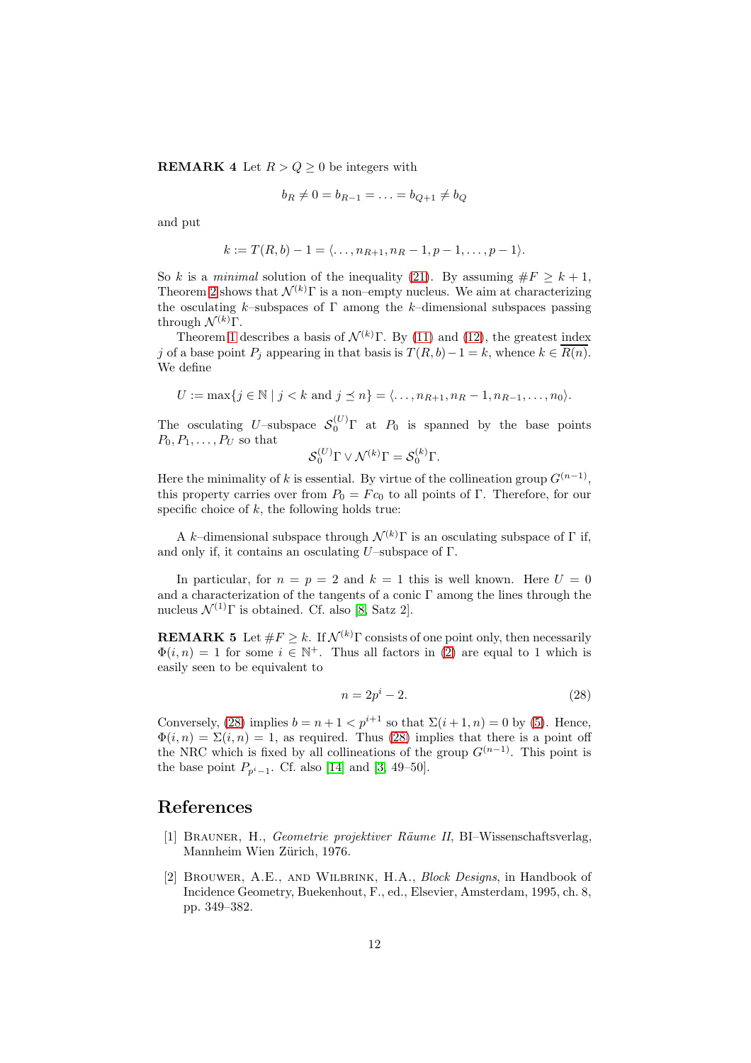**REMARK 4** Let $R > Q \geq 0$ be integers with

$$b_R \neq 0 = b_{R-1} = \ldots = b_{Q+1} \neq b_Q$$

and put

$$k := T(R, b) - 1 = \langle \ldots, n_{R+1}, n_R - 1, p - 1, \ldots, p - 1 \rangle.$$

So $k$ is a *minimal* solution of the inequality (21). By assuming $\#F \geq k + 1$, Theorem 2 shows that $\mathcal{N}^{(k)}\Gamma$ is a non–empty nucleus. We aim at characterizing the osculating $k$–subspaces of $\Gamma$ among the $k$–dimensional subspaces passing through $\mathcal{N}^{(k)}\Gamma$.

Theorem 1 describes a basis of $\mathcal{N}^{(k)}\Gamma$. By (11) and (12), the greatest index $j$ of a base point $P_j$ appearing in that basis is $T(R, b) - 1 = k$, whence $k \in \overline{R(n)}$. We define

$$U := \max\{j \in \mathbb{N} \mid j < k \text{ and } j \preceq n\} = \langle \ldots, n_{R+1}, n_R - 1, n_{R-1}, \ldots, n_0 \rangle.$$

The osculating $U$–subspace $\mathcal{S}_0^{(U)}\Gamma$ at $P_0$ is spanned by the base points $P_0, P_1, \ldots, P_U$ so that

$$\mathcal{S}_0^{(U)}\Gamma \vee \mathcal{N}^{(k)}\Gamma = \mathcal{S}_0^{(k)}\Gamma.$$

Here the minimality of $k$ is essential. By virtue of the collineation group $G^{(n-1)}$, this property carries over from $P_0 = Fc_0$ to all points of $\Gamma$. Therefore, for our specific choice of $k$, the following holds true:

A $k$–dimensional subspace through $\mathcal{N}^{(k)}\Gamma$ is an osculating subspace of $\Gamma$ if, and only if, it contains an osculating $U$–subspace of $\Gamma$.

In particular, for $n = p = 2$ and $k = 1$ this is well known. Here $U = 0$ and a characterization of the tangents of a conic $\Gamma$ among the lines through the nucleus $\mathcal{N}^{(1)}\Gamma$ is obtained. Cf. also [8, Satz 2].

**REMARK 5** Let $\#F \geq k$. If $\mathcal{N}^{(k)}\Gamma$ consists of one point only, then necessarily $\Phi(i, n) = 1$ for some $i \in \mathbb{N}^+$. Thus all factors in (2) are equal to 1 which is easily seen to be equivalent to

$$n = 2p^i - 2. \tag{28}$$

Conversely, (28) implies $b = n + 1 < p^{i+1}$ so that $\Sigma(i + 1, n) = 0$ by (5). Hence, $\Phi(i, n) = \Sigma(i, n) = 1$, as required. Thus (28) implies that there is a point off the NRC which is fixed by all collineations of the group $G^{(n-1)}$. This point is the base point $P_{p^i - 1}$. Cf. also [14] and [3, 49–50].

# References

[1] Brauner, H., *Geometrie projektiver Räume II*, BI–Wissenschaftsverlag, Mannheim Wien Zürich, 1976.

[2] Brouwer, A.E., and Wilbrink, H.A., *Block Designs*, in Handbook of Incidence Geometry, Buekenhout, F., ed., Elsevier, Amsterdam, 1995, ch. 8, pp. 349–382.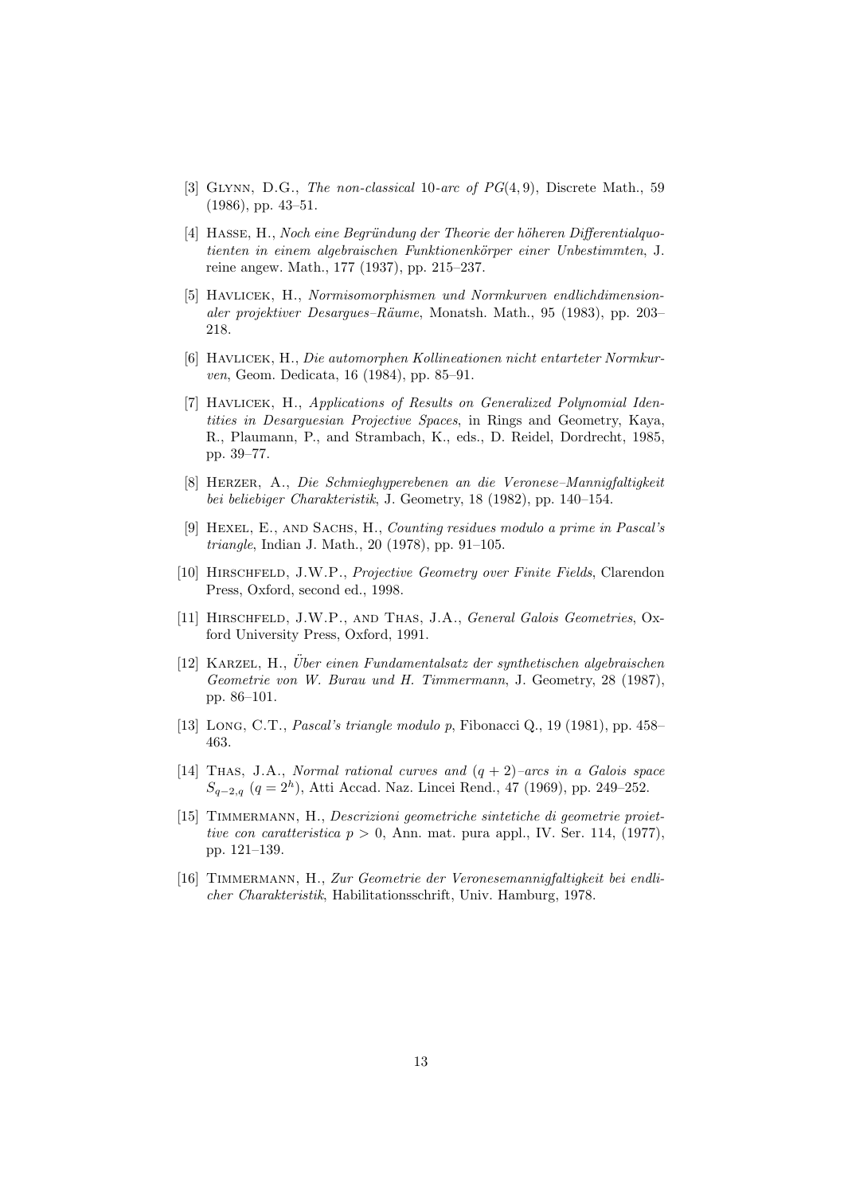[3] Glynn, D.G., *The non-classical* 10*-arc of* $PG(4,9)$, Discrete Math., 59 (1986), pp. 43–51.

[4] Hasse, H., *Noch eine Begründung der Theorie der höheren Differentialquotienten in einem algebraischen Funktionenkörper einer Unbestimmten*, J. reine angew. Math., 177 (1937), pp. 215–237.

[5] Havlicek, H., *Normisomorphismen und Normkurven endlichdimensionaler projektiver Desargues–Räume*, Monatsh. Math., 95 (1983), pp. 203–218.

[6] Havlicek, H., *Die automorphen Kollineationen nicht entarteter Normkurven*, Geom. Dedicata, 16 (1984), pp. 85–91.

[7] Havlicek, H., *Applications of Results on Generalized Polynomial Identities in Desarguesian Projective Spaces*, in Rings and Geometry, Kaya, R., Plaumann, P., and Strambach, K., eds., D. Reidel, Dordrecht, 1985, pp. 39–77.

[8] Herzer, A., *Die Schmieghyperebenen an die Veronese–Mannigfaltigkeit bei beliebiger Charakteristik*, J. Geometry, 18 (1982), pp. 140–154.

[9] Hexel, E., and Sachs, H., *Counting residues modulo a prime in Pascal's triangle*, Indian J. Math., 20 (1978), pp. 91–105.

[10] Hirschfeld, J.W.P., *Projective Geometry over Finite Fields*, Clarendon Press, Oxford, second ed., 1998.

[11] Hirschfeld, J.W.P., and Thas, J.A., *General Galois Geometries*, Oxford University Press, Oxford, 1991.

[12] Karzel, H., *Über einen Fundamentalsatz der synthetischen algebraischen Geometrie von W. Burau und H. Timmermann*, J. Geometry, 28 (1987), pp. 86–101.

[13] Long, C.T., *Pascal's triangle modulo p*, Fibonacci Q., 19 (1981), pp. 458–463.

[14] Thas, J.A., *Normal rational curves and* $(q+2)$*–arcs in a Galois space* $S_{q-2,q}$ $(q = 2^h)$, Atti Accad. Naz. Lincei Rend., 47 (1969), pp. 249–252.

[15] Timmermann, H., *Descrizioni geometriche sintetiche di geometrie proiettive con caratteristica* $p > 0$, Ann. mat. pura appl., IV. Ser. 114, (1977), pp. 121–139.

[16] Timmermann, H., *Zur Geometrie der Veronesemannigfaltigkeit bei endlicher Charakteristik*, Habilitationsschrift, Univ. Hamburg, 1978.